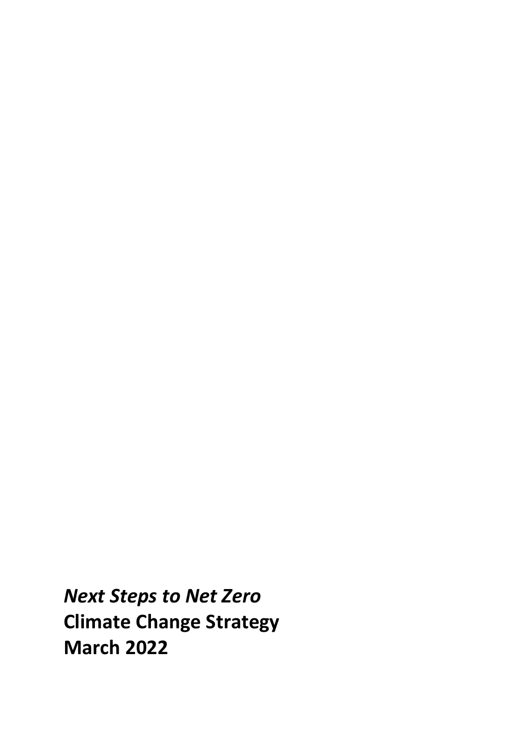***Next Steps to Net Zero***

**Climate Change Strategy**

**March 2022**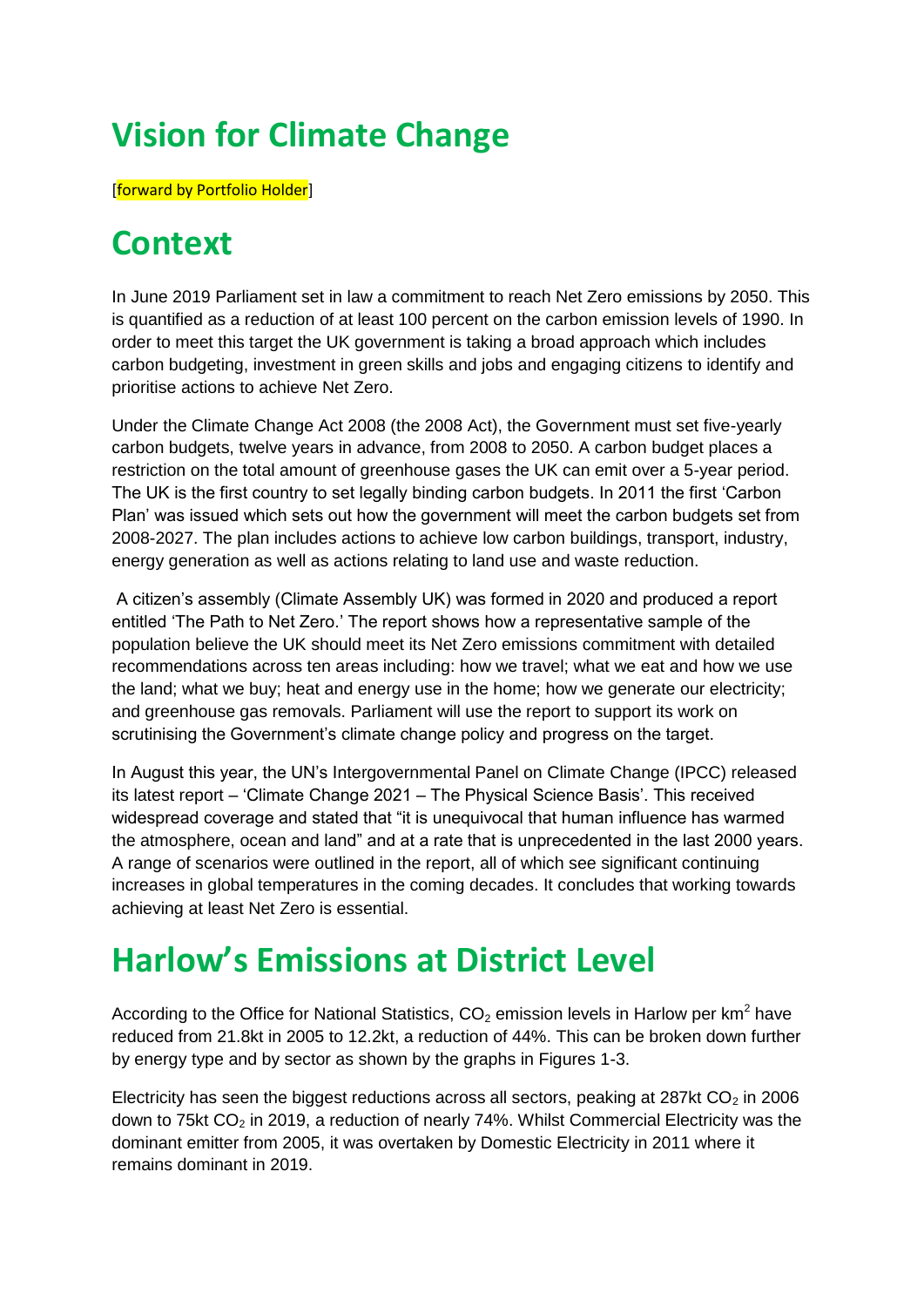# Vision for Climate Change

[forward by Portfolio Holder]

# Context

In June 2019 Parliament set in law a commitment to reach Net Zero emissions by 2050. This is quantified as a reduction of at least 100 percent on the carbon emission levels of 1990. In order to meet this target the UK government is taking a broad approach which includes carbon budgeting, investment in green skills and jobs and engaging citizens to identify and prioritise actions to achieve Net Zero.

Under the Climate Change Act 2008 (the 2008 Act), the Government must set five-yearly carbon budgets, twelve years in advance, from 2008 to 2050. A carbon budget places a restriction on the total amount of greenhouse gases the UK can emit over a 5-year period. The UK is the first country to set legally binding carbon budgets. In 2011 the first 'Carbon Plan' was issued which sets out how the government will meet the carbon budgets set from 2008-2027. The plan includes actions to achieve low carbon buildings, transport, industry, energy generation as well as actions relating to land use and waste reduction.

A citizen's assembly (Climate Assembly UK) was formed in 2020 and produced a report entitled 'The Path to Net Zero.' The report shows how a representative sample of the population believe the UK should meet its Net Zero emissions commitment with detailed recommendations across ten areas including: how we travel; what we eat and how we use the land; what we buy; heat and energy use in the home; how we generate our electricity; and greenhouse gas removals. Parliament will use the report to support its work on scrutinising the Government's climate change policy and progress on the target.

In August this year, the UN's Intergovernmental Panel on Climate Change (IPCC) released its latest report – 'Climate Change 2021 – The Physical Science Basis'. This received widespread coverage and stated that "it is unequivocal that human influence has warmed the atmosphere, ocean and land" and at a rate that is unprecedented in the last 2000 years. A range of scenarios were outlined in the report, all of which see significant continuing increases in global temperatures in the coming decades. It concludes that working towards achieving at least Net Zero is essential.

# Harlow's Emissions at District Level

According to the Office for National Statistics, $CO_2$ emission levels in Harlow per km$^2$ have reduced from 21.8kt in 2005 to 12.2kt, a reduction of 44%. This can be broken down further by energy type and by sector as shown by the graphs in Figures 1-3.

Electricity has seen the biggest reductions across all sectors, peaking at 287kt $CO_2$ in 2006 down to 75kt $CO_2$ in 2019, a reduction of nearly 74%. Whilst Commercial Electricity was the dominant emitter from 2005, it was overtaken by Domestic Electricity in 2011 where it remains dominant in 2019.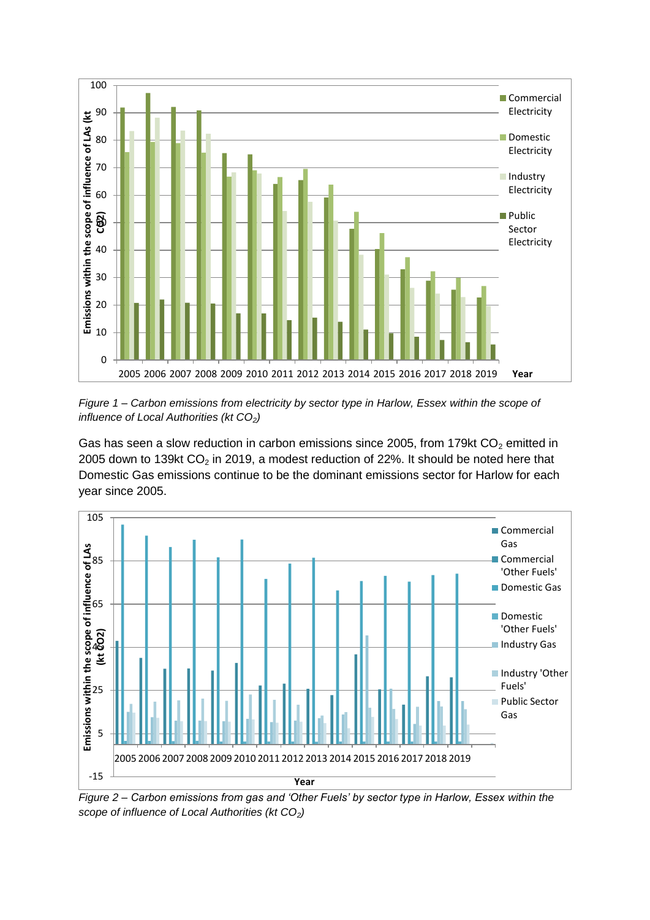*Figure 1 – Carbon emissions from electricity by sector type in Harlow, Essex within the scope of influence of Local Authorities (kt $CO_2$)*

Gas has seen a slow reduction in carbon emissions since 2005, from 179kt $CO_2$ emitted in 2005 down to 139kt $CO_2$ in 2019, a modest reduction of 22%. It should be noted here that Domestic Gas emissions continue to be the dominant emissions sector for Harlow for each year since 2005.

*Figure 2 – Carbon emissions from gas and 'Other Fuels' by sector type in Harlow, Essex within the scope of influence of Local Authorities (kt $CO_2$)*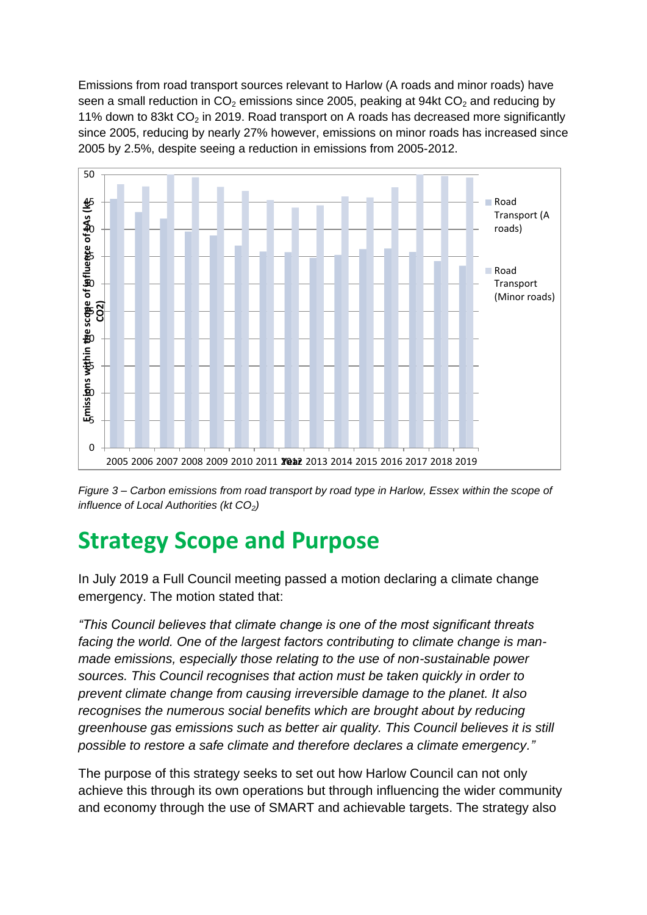Emissions from road transport sources relevant to Harlow (A roads and minor roads) have seen a small reduction in $CO_2$ emissions since 2005, peaking at 94kt $CO_2$ and reducing by 11% down to 83kt $CO_2$ in 2019. Road transport on A roads has decreased more significantly since 2005, reducing by nearly 27% however, emissions on minor roads has increased since 2005 by 2.5%, despite seeing a reduction in emissions from 2005-2012.

*Figure 3 – Carbon emissions from road transport by road type in Harlow, Essex within the scope of influence of Local Authorities (kt $CO_2$)*

# Strategy Scope and Purpose

In July 2019 a Full Council meeting passed a motion declaring a climate change emergency. The motion stated that:

*"This Council believes that climate change is one of the most significant threats facing the world. One of the largest factors contributing to climate change is man-made emissions, especially those relating to the use of non-sustainable power sources. This Council recognises that action must be taken quickly in order to prevent climate change from causing irreversible damage to the planet. It also recognises the numerous social benefits which are brought about by reducing greenhouse gas emissions such as better air quality. This Council believes it is still possible to restore a safe climate and therefore declares a climate emergency."*

The purpose of this strategy seeks to set out how Harlow Council can not only achieve this through its own operations but through influencing the wider community and economy through the use of SMART and achievable targets. The strategy also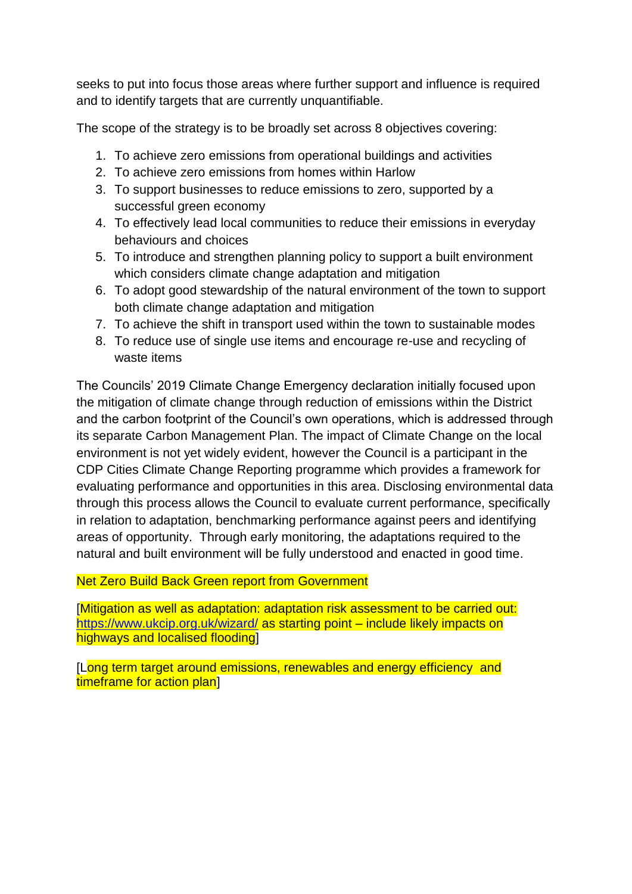seeks to put into focus those areas where further support and influence is required and to identify targets that are currently unquantifiable.

The scope of the strategy is to be broadly set across 8 objectives covering:

1. To achieve zero emissions from operational buildings and activities
2. To achieve zero emissions from homes within Harlow
3. To support businesses to reduce emissions to zero, supported by a successful green economy
4. To effectively lead local communities to reduce their emissions in everyday behaviours and choices
5. To introduce and strengthen planning policy to support a built environment which considers climate change adaptation and mitigation
6. To adopt good stewardship of the natural environment of the town to support both climate change adaptation and mitigation
7. To achieve the shift in transport used within the town to sustainable modes
8. To reduce use of single use items and encourage re-use and recycling of waste items

The Councils' 2019 Climate Change Emergency declaration initially focused upon the mitigation of climate change through reduction of emissions within the District and the carbon footprint of the Council's own operations, which is addressed through its separate Carbon Management Plan. The impact of Climate Change on the local environment is not yet widely evident, however the Council is a participant in the CDP Cities Climate Change Reporting programme which provides a framework for evaluating performance and opportunities in this area. Disclosing environmental data through this process allows the Council to evaluate current performance, specifically in relation to adaptation, benchmarking performance against peers and identifying areas of opportunity. Through early monitoring, the adaptations required to the natural and built environment will be fully understood and enacted in good time.

Net Zero Build Back Green report from Government

[Mitigation as well as adaptation: adaptation risk assessment to be carried out: https://www.ukcip.org.uk/wizard/ as starting point – include likely impacts on highways and localised flooding]

[Long term target around emissions, renewables and energy efficiency and timeframe for action plan]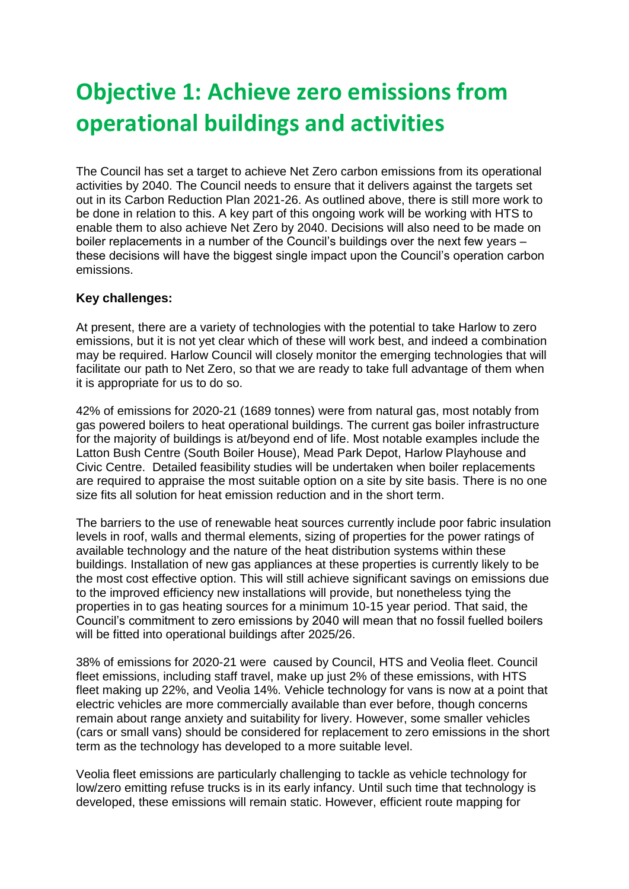# Objective 1: Achieve zero emissions from operational buildings and activities

The Council has set a target to achieve Net Zero carbon emissions from its operational activities by 2040. The Council needs to ensure that it delivers against the targets set out in its Carbon Reduction Plan 2021-26. As outlined above, there is still more work to be done in relation to this. A key part of this ongoing work will be working with HTS to enable them to also achieve Net Zero by 2040. Decisions will also need to be made on boiler replacements in a number of the Council's buildings over the next few years – these decisions will have the biggest single impact upon the Council's operation carbon emissions.

**Key challenges:**

At present, there are a variety of technologies with the potential to take Harlow to zero emissions, but it is not yet clear which of these will work best, and indeed a combination may be required. Harlow Council will closely monitor the emerging technologies that will facilitate our path to Net Zero, so that we are ready to take full advantage of them when it is appropriate for us to do so.

42% of emissions for 2020-21 (1689 tonnes) were from natural gas, most notably from gas powered boilers to heat operational buildings. The current gas boiler infrastructure for the majority of buildings is at/beyond end of life. Most notable examples include the Latton Bush Centre (South Boiler House), Mead Park Depot, Harlow Playhouse and Civic Centre. Detailed feasibility studies will be undertaken when boiler replacements are required to appraise the most suitable option on a site by site basis. There is no one size fits all solution for heat emission reduction and in the short term.

The barriers to the use of renewable heat sources currently include poor fabric insulation levels in roof, walls and thermal elements, sizing of properties for the power ratings of available technology and the nature of the heat distribution systems within these buildings. Installation of new gas appliances at these properties is currently likely to be the most cost effective option. This will still achieve significant savings on emissions due to the improved efficiency new installations will provide, but nonetheless tying the properties in to gas heating sources for a minimum 10-15 year period. That said, the Council's commitment to zero emissions by 2040 will mean that no fossil fuelled boilers will be fitted into operational buildings after 2025/26.

38% of emissions for 2020-21 were caused by Council, HTS and Veolia fleet. Council fleet emissions, including staff travel, make up just 2% of these emissions, with HTS fleet making up 22%, and Veolia 14%. Vehicle technology for vans is now at a point that electric vehicles are more commercially available than ever before, though concerns remain about range anxiety and suitability for livery. However, some smaller vehicles (cars or small vans) should be considered for replacement to zero emissions in the short term as the technology has developed to a more suitable level.

Veolia fleet emissions are particularly challenging to tackle as vehicle technology for low/zero emitting refuse trucks is in its early infancy. Until such time that technology is developed, these emissions will remain static. However, efficient route mapping for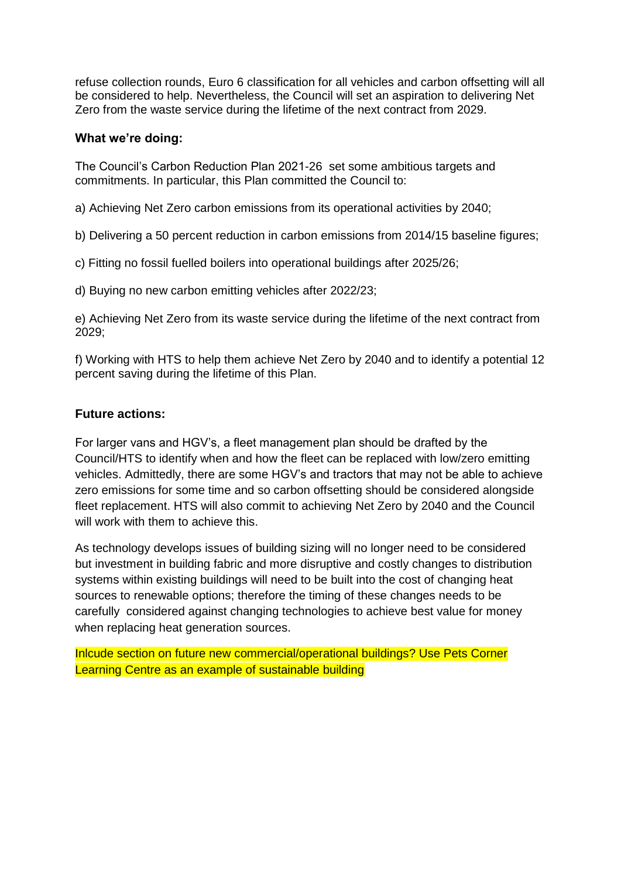refuse collection rounds, Euro 6 classification for all vehicles and carbon offsetting will all be considered to help. Nevertheless, the Council will set an aspiration to delivering Net Zero from the waste service during the lifetime of the next contract from 2029.

**What we're doing:**

The Council's Carbon Reduction Plan 2021-26 set some ambitious targets and commitments. In particular, this Plan committed the Council to:

a) Achieving Net Zero carbon emissions from its operational activities by 2040;

b) Delivering a 50 percent reduction in carbon emissions from 2014/15 baseline figures;

c) Fitting no fossil fuelled boilers into operational buildings after 2025/26;

d) Buying no new carbon emitting vehicles after 2022/23;

e) Achieving Net Zero from its waste service during the lifetime of the next contract from 2029;

f) Working with HTS to help them achieve Net Zero by 2040 and to identify a potential 12 percent saving during the lifetime of this Plan.

**Future actions:**

For larger vans and HGV's, a fleet management plan should be drafted by the Council/HTS to identify when and how the fleet can be replaced with low/zero emitting vehicles. Admittedly, there are some HGV's and tractors that may not be able to achieve zero emissions for some time and so carbon offsetting should be considered alongside fleet replacement. HTS will also commit to achieving Net Zero by 2040 and the Council will work with them to achieve this.

As technology develops issues of building sizing will no longer need to be considered but investment in building fabric and more disruptive and costly changes to distribution systems within existing buildings will need to be built into the cost of changing heat sources to renewable options; therefore the timing of these changes needs to be carefully considered against changing technologies to achieve best value for money when replacing heat generation sources.

Inlcude section on future new commercial/operational buildings? Use Pets Corner Learning Centre as an example of sustainable building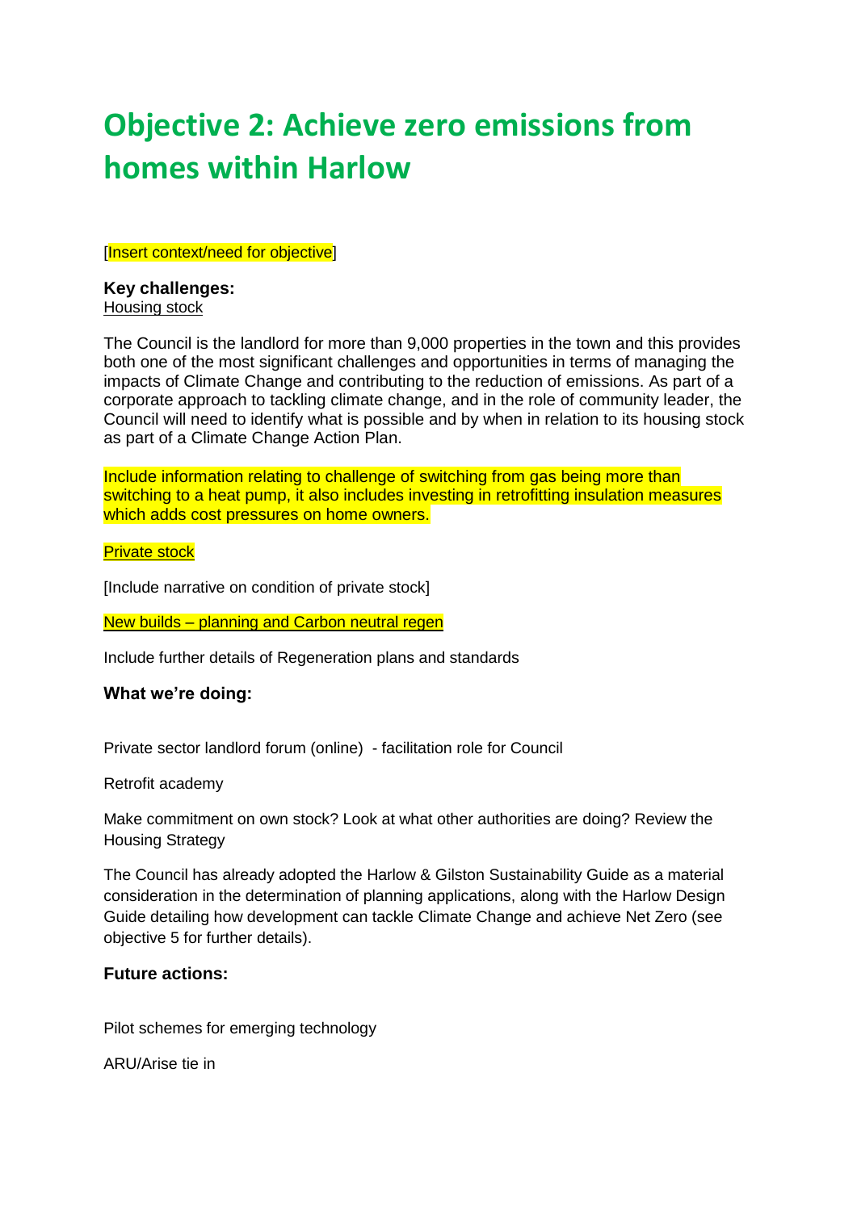# Objective 2: Achieve zero emissions from homes within Harlow

[Insert context/need for objective]

**Key challenges:**

Housing stock

The Council is the landlord for more than 9,000 properties in the town and this provides both one of the most significant challenges and opportunities in terms of managing the impacts of Climate Change and contributing to the reduction of emissions. As part of a corporate approach to tackling climate change, and in the role of community leader, the Council will need to identify what is possible and by when in relation to its housing stock as part of a Climate Change Action Plan.

Include information relating to challenge of switching from gas being more than switching to a heat pump, it also includes investing in retrofitting insulation measures which adds cost pressures on home owners.

Private stock

[Include narrative on condition of private stock]

New builds – planning and Carbon neutral regen

Include further details of Regeneration plans and standards

**What we're doing:**

Private sector landlord forum (online) - facilitation role for Council

Retrofit academy

Make commitment on own stock? Look at what other authorities are doing? Review the Housing Strategy

The Council has already adopted the Harlow & Gilston Sustainability Guide as a material consideration in the determination of planning applications, along with the Harlow Design Guide detailing how development can tackle Climate Change and achieve Net Zero (see objective 5 for further details).

**Future actions:**

Pilot schemes for emerging technology

ARU/Arise tie in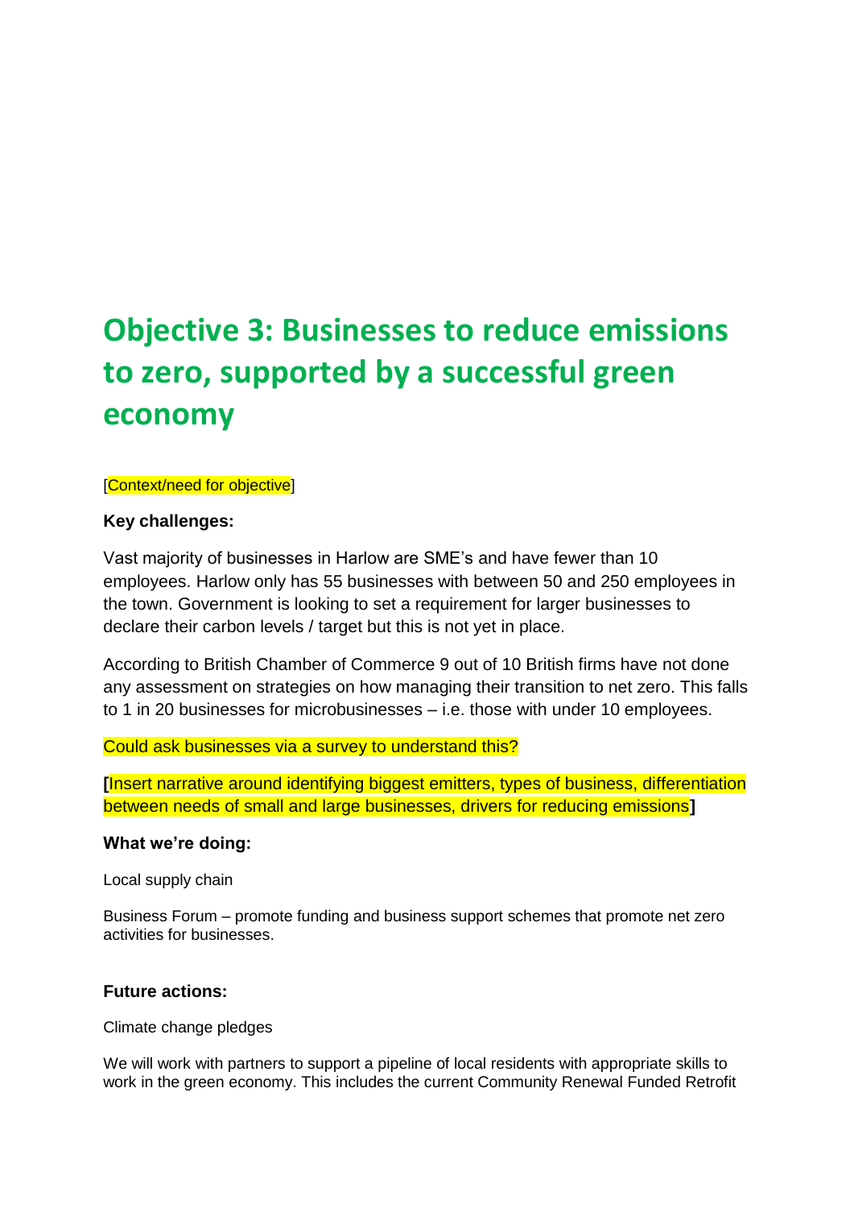# Objective 3: Businesses to reduce emissions to zero, supported by a successful green economy

[Context/need for objective]

**Key challenges:**

Vast majority of businesses in Harlow are SME's and have fewer than 10 employees. Harlow only has 55 businesses with between 50 and 250 employees in the town. Government is looking to set a requirement for larger businesses to declare their carbon levels / target but this is not yet in place.

According to British Chamber of Commerce 9 out of 10 British firms have not done any assessment on strategies on how managing their transition to net zero. This falls to 1 in 20 businesses for microbusinesses – i.e. those with under 10 employees.

Could ask businesses via a survey to understand this?

**[**Insert narrative around identifying biggest emitters, types of business, differentiation between needs of small and large businesses, drivers for reducing emissions**]**

**What we're doing:**

Local supply chain

Business Forum – promote funding and business support schemes that promote net zero activities for businesses.

**Future actions:**

Climate change pledges

We will work with partners to support a pipeline of local residents with appropriate skills to work in the green economy. This includes the current Community Renewal Funded Retrofit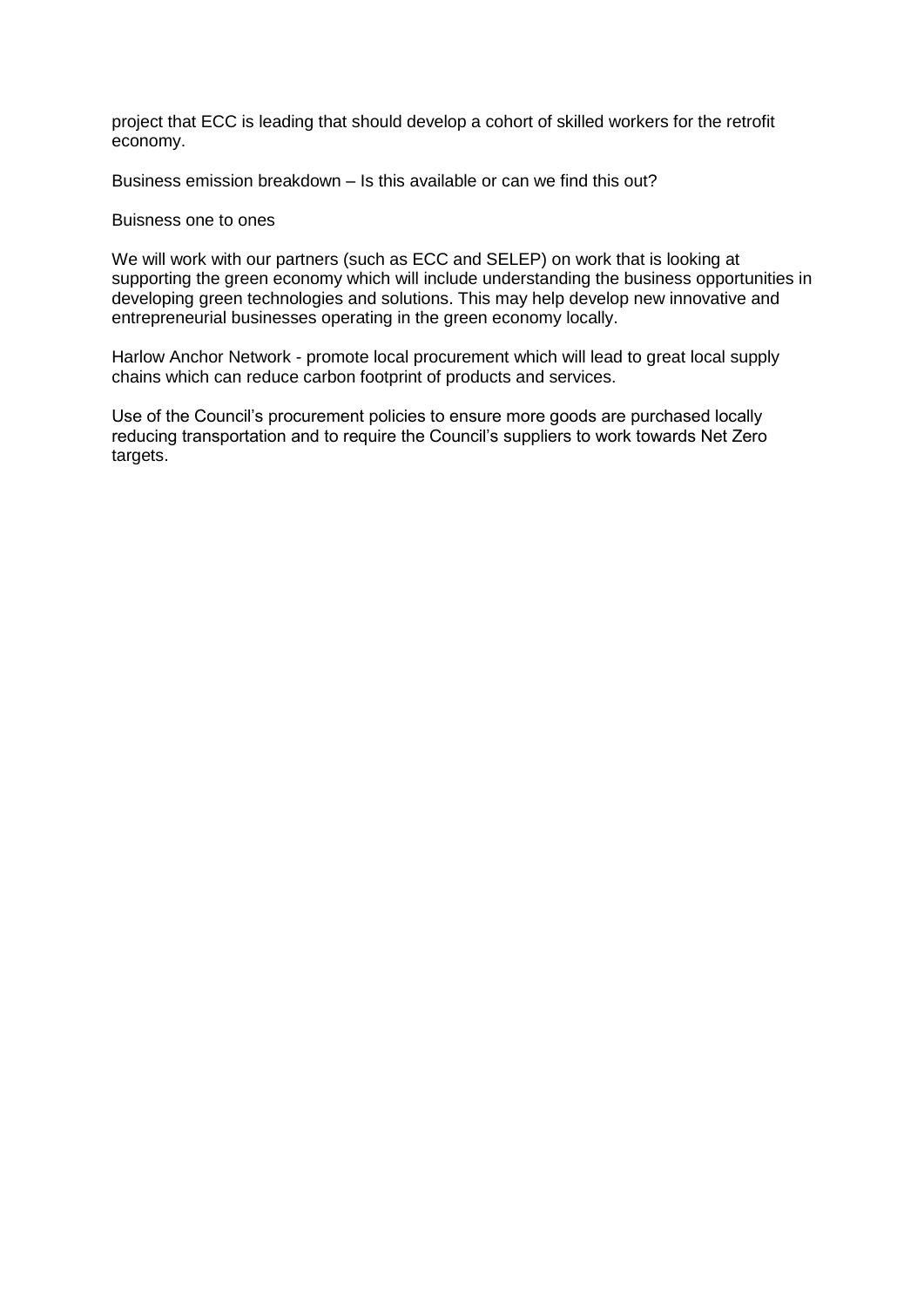project that ECC is leading that should develop a cohort of skilled workers for the retrofit economy.

Business emission breakdown – Is this available or can we find this out?

Buisness one to ones

We will work with our partners (such as ECC and SELEP) on work that is looking at supporting the green economy which will include understanding the business opportunities in developing green technologies and solutions. This may help develop new innovative and entrepreneurial businesses operating in the green economy locally.

Harlow Anchor Network - promote local procurement which will lead to great local supply chains which can reduce carbon footprint of products and services.

Use of the Council's procurement policies to ensure more goods are purchased locally reducing transportation and to require the Council's suppliers to work towards Net Zero targets.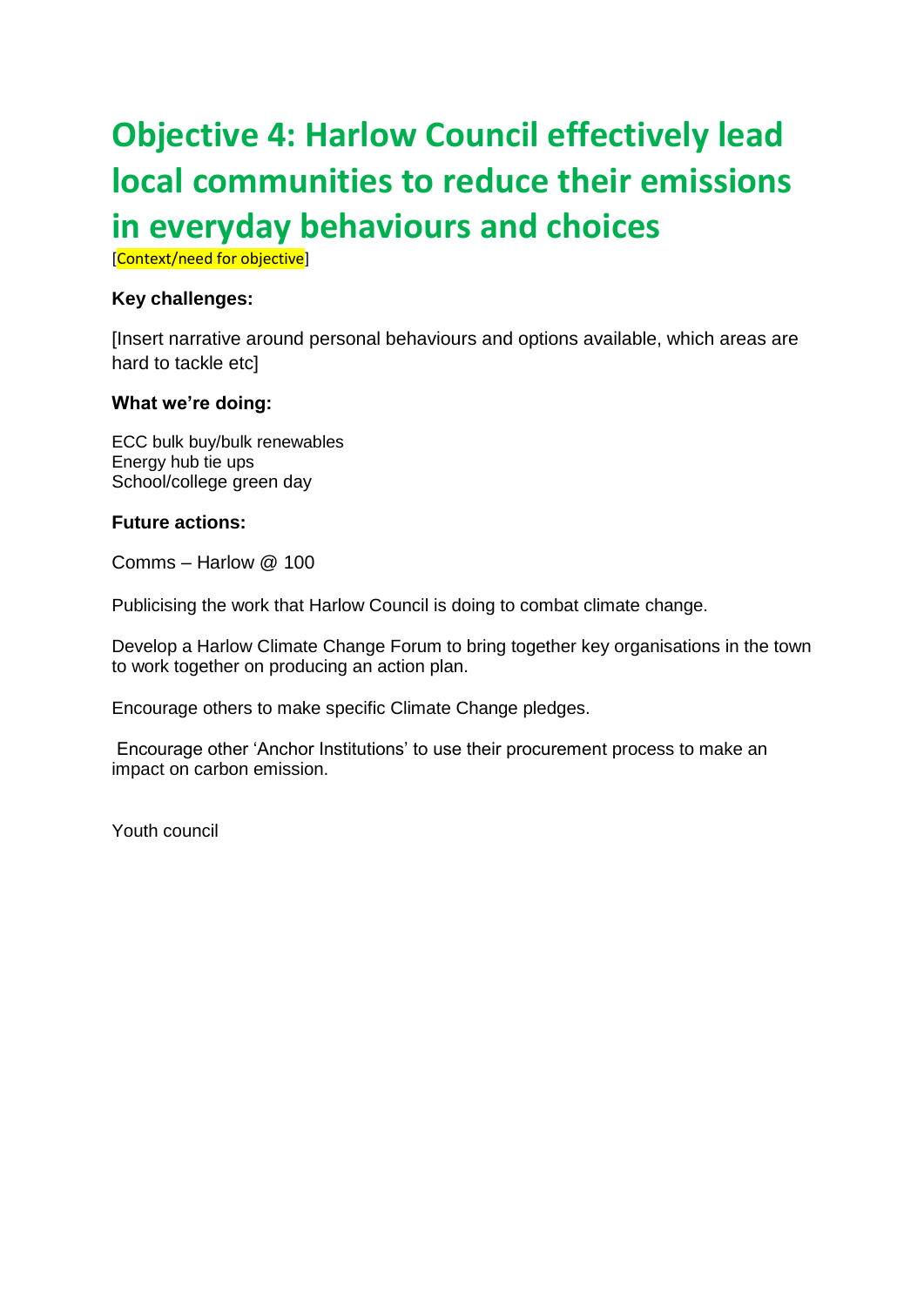# Objective 4: Harlow Council effectively lead local communities to reduce their emissions in everyday behaviours and choices

[Context/need for objective]

**Key challenges:**

[Insert narrative around personal behaviours and options available, which areas are hard to tackle etc]

**What we're doing:**

ECC bulk buy/bulk renewables
Energy hub tie ups
School/college green day

**Future actions:**

Comms – Harlow @ 100

Publicising the work that Harlow Council is doing to combat climate change.

Develop a Harlow Climate Change Forum to bring together key organisations in the town to work together on producing an action plan.

Encourage others to make specific Climate Change pledges.

Encourage other 'Anchor Institutions' to use their procurement process to make an impact on carbon emission.

Youth council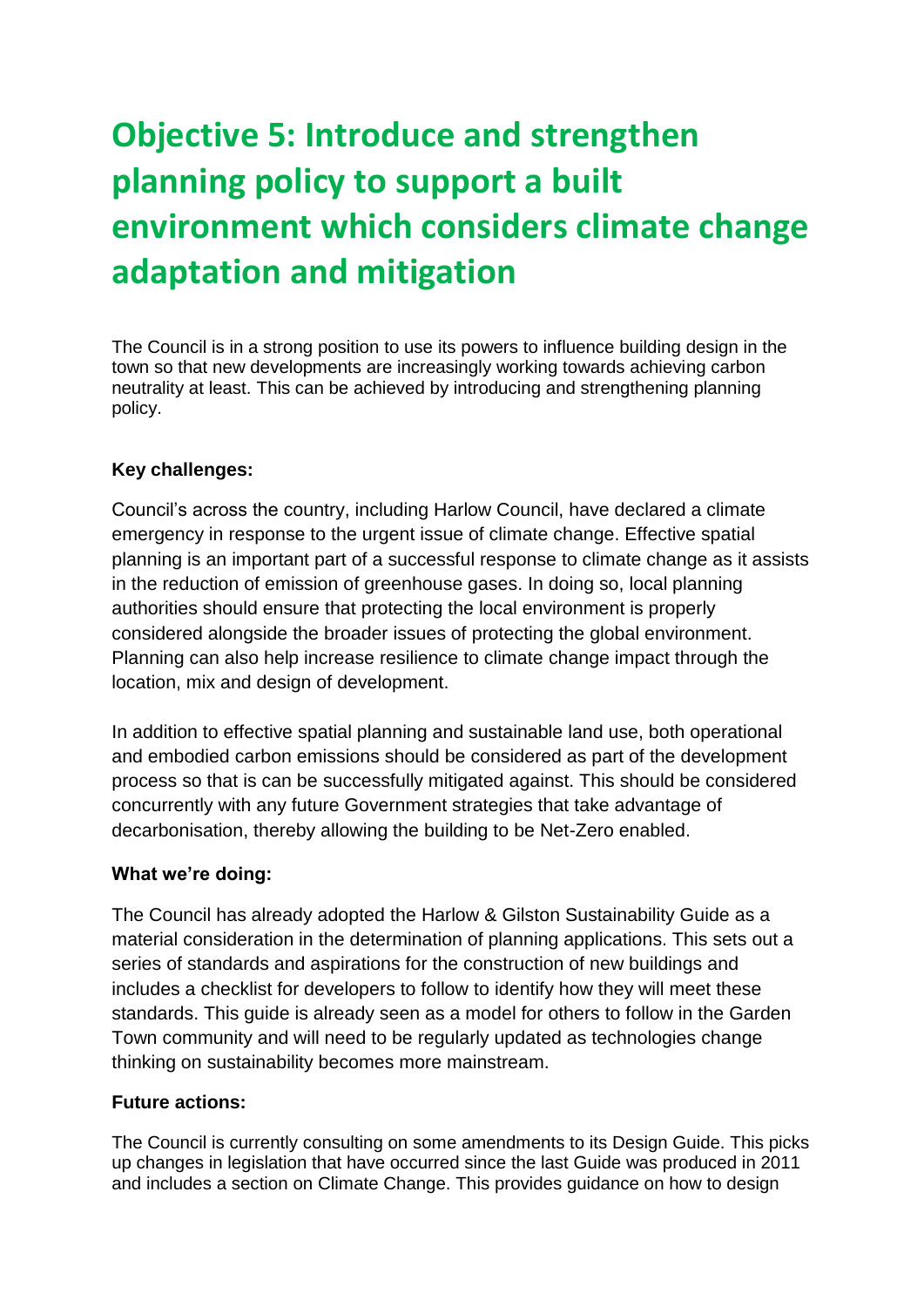# Objective 5: Introduce and strengthen planning policy to support a built environment which considers climate change adaptation and mitigation

The Council is in a strong position to use its powers to influence building design in the town so that new developments are increasingly working towards achieving carbon neutrality at least. This can be achieved by introducing and strengthening planning policy.

**Key challenges:**

Council's across the country, including Harlow Council, have declared a climate emergency in response to the urgent issue of climate change. Effective spatial planning is an important part of a successful response to climate change as it assists in the reduction of emission of greenhouse gases. In doing so, local planning authorities should ensure that protecting the local environment is properly considered alongside the broader issues of protecting the global environment. Planning can also help increase resilience to climate change impact through the location, mix and design of development.

In addition to effective spatial planning and sustainable land use, both operational and embodied carbon emissions should be considered as part of the development process so that is can be successfully mitigated against. This should be considered concurrently with any future Government strategies that take advantage of decarbonisation, thereby allowing the building to be Net-Zero enabled.

**What we're doing:**

The Council has already adopted the Harlow & Gilston Sustainability Guide as a material consideration in the determination of planning applications. This sets out a series of standards and aspirations for the construction of new buildings and includes a checklist for developers to follow to identify how they will meet these standards. This guide is already seen as a model for others to follow in the Garden Town community and will need to be regularly updated as technologies change thinking on sustainability becomes more mainstream.

**Future actions:**

The Council is currently consulting on some amendments to its Design Guide. This picks up changes in legislation that have occurred since the last Guide was produced in 2011 and includes a section on Climate Change. This provides guidance on how to design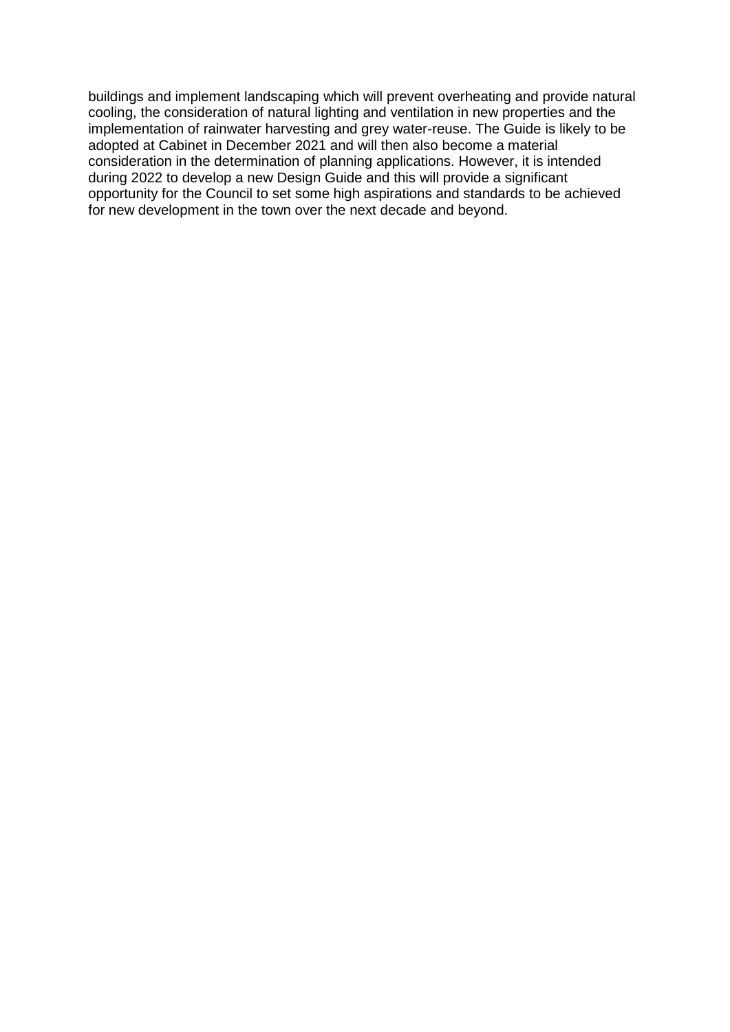buildings and implement landscaping which will prevent overheating and provide natural cooling, the consideration of natural lighting and ventilation in new properties and the implementation of rainwater harvesting and grey water-reuse. The Guide is likely to be adopted at Cabinet in December 2021 and will then also become a material consideration in the determination of planning applications. However, it is intended during 2022 to develop a new Design Guide and this will provide a significant opportunity for the Council to set some high aspirations and standards to be achieved for new development in the town over the next decade and beyond.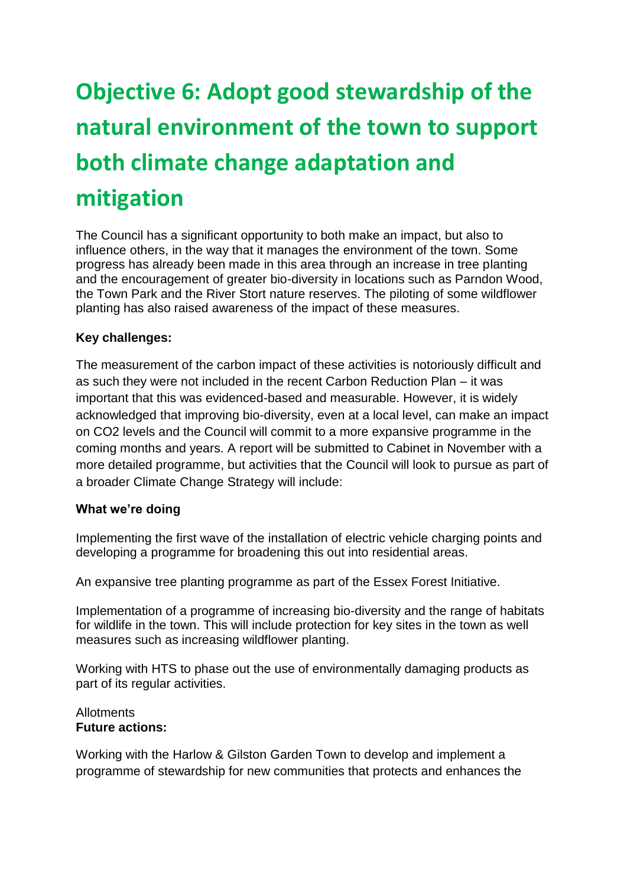# Objective 6: Adopt good stewardship of the natural environment of the town to support both climate change adaptation and mitigation

The Council has a significant opportunity to both make an impact, but also to influence others, in the way that it manages the environment of the town. Some progress has already been made in this area through an increase in tree planting and the encouragement of greater bio-diversity in locations such as Parndon Wood, the Town Park and the River Stort nature reserves. The piloting of some wildflower planting has also raised awareness of the impact of these measures.

**Key challenges:**

The measurement of the carbon impact of these activities is notoriously difficult and as such they were not included in the recent Carbon Reduction Plan – it was important that this was evidenced-based and measurable. However, it is widely acknowledged that improving bio-diversity, even at a local level, can make an impact on $CO_2$ levels and the Council will commit to a more expansive programme in the coming months and years. A report will be submitted to Cabinet in November with a more detailed programme, but activities that the Council will look to pursue as part of a broader Climate Change Strategy will include:

**What we're doing**

Implementing the first wave of the installation of electric vehicle charging points and developing a programme for broadening this out into residential areas.

An expansive tree planting programme as part of the Essex Forest Initiative.

Implementation of a programme of increasing bio-diversity and the range of habitats for wildlife in the town. This will include protection for key sites in the town as well measures such as increasing wildflower planting.

Working with HTS to phase out the use of environmentally damaging products as part of its regular activities.

Allotments

**Future actions:**

Working with the Harlow & Gilston Garden Town to develop and implement a programme of stewardship for new communities that protects and enhances the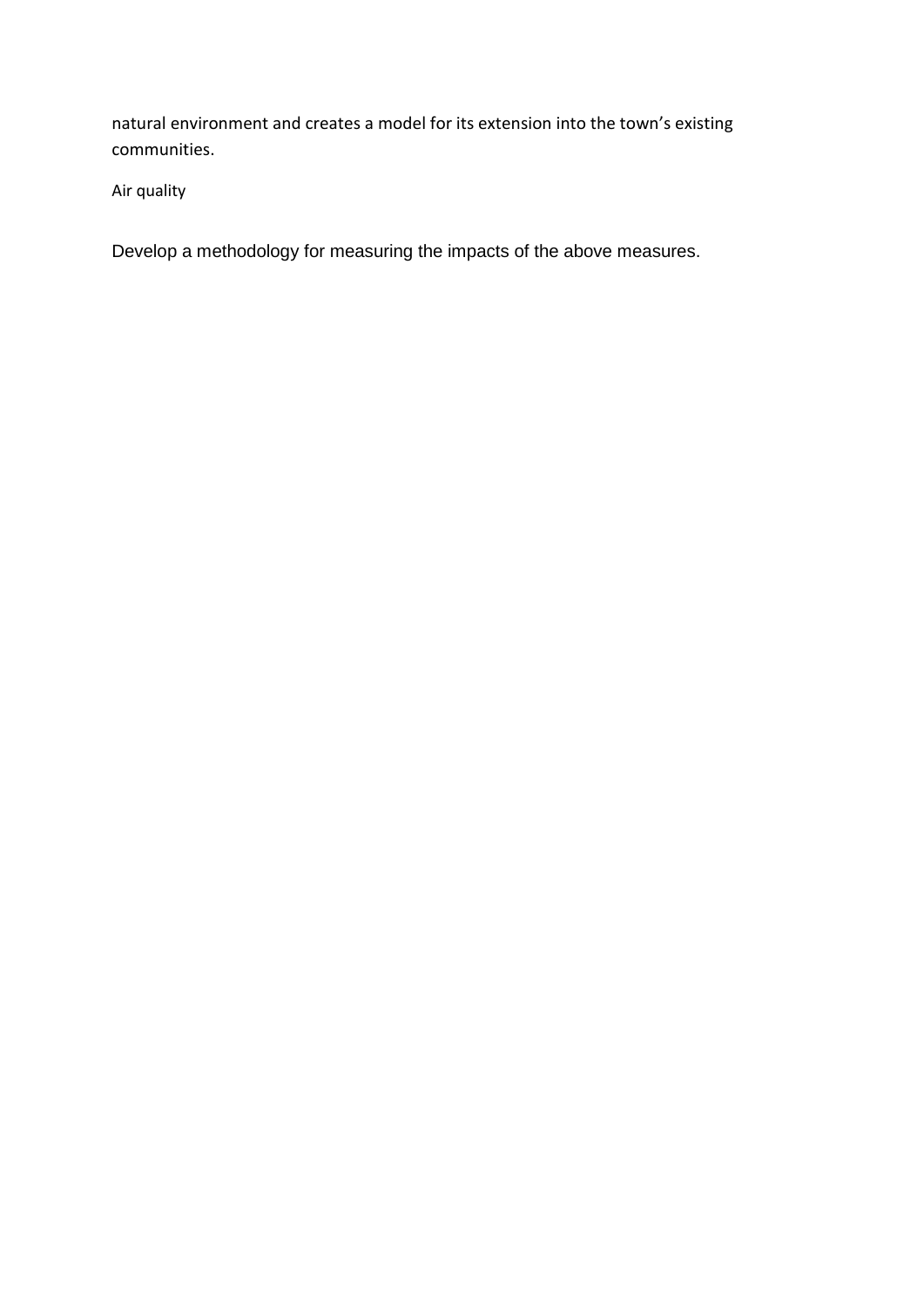natural environment and creates a model for its extension into the town's existing communities.

Air quality

Develop a methodology for measuring the impacts of the above measures.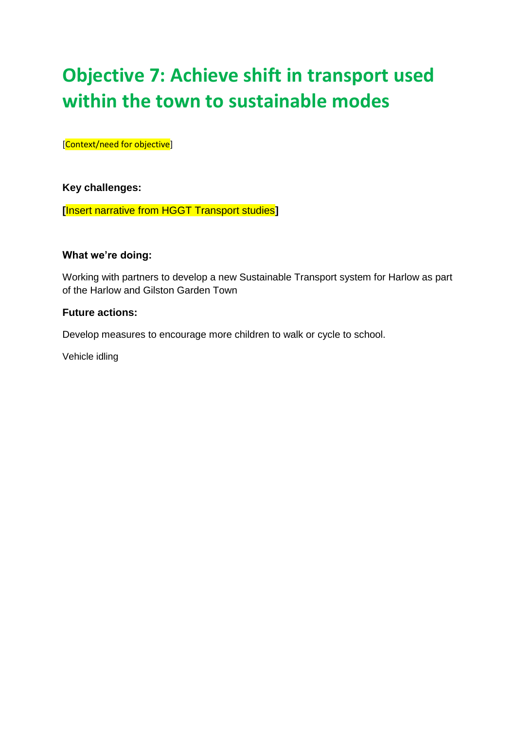# Objective 7: Achieve shift in transport used within the town to sustainable modes

[Context/need for objective]

**Key challenges:**

**[**Insert narrative from HGGT Transport studies**]**

**What we're doing:**

Working with partners to develop a new Sustainable Transport system for Harlow as part of the Harlow and Gilston Garden Town

**Future actions:**

Develop measures to encourage more children to walk or cycle to school.

Vehicle idling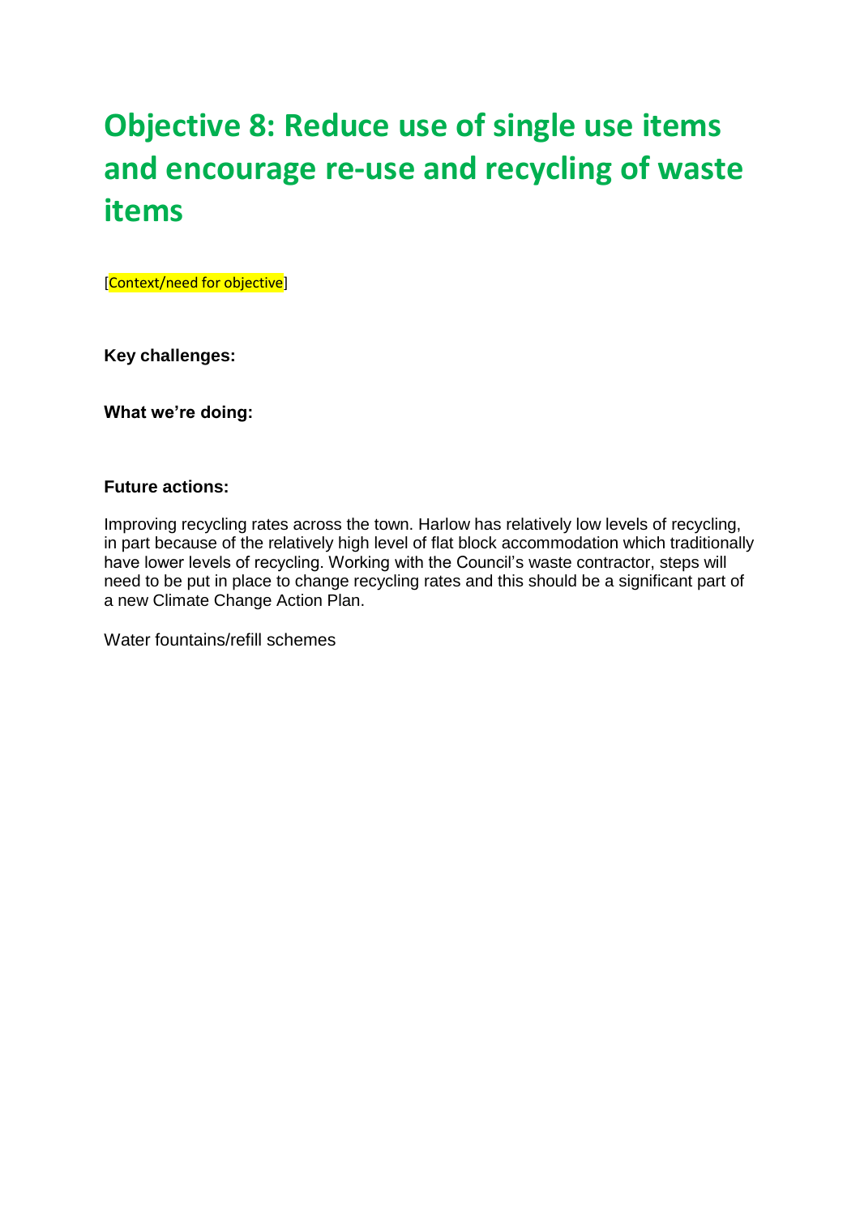# Objective 8: Reduce use of single use items and encourage re-use and recycling of waste items

[Context/need for objective]

**Key challenges:**

**What we're doing:**

**Future actions:**

Improving recycling rates across the town. Harlow has relatively low levels of recycling, in part because of the relatively high level of flat block accommodation which traditionally have lower levels of recycling. Working with the Council's waste contractor, steps will need to be put in place to change recycling rates and this should be a significant part of a new Climate Change Action Plan.

Water fountains/refill schemes